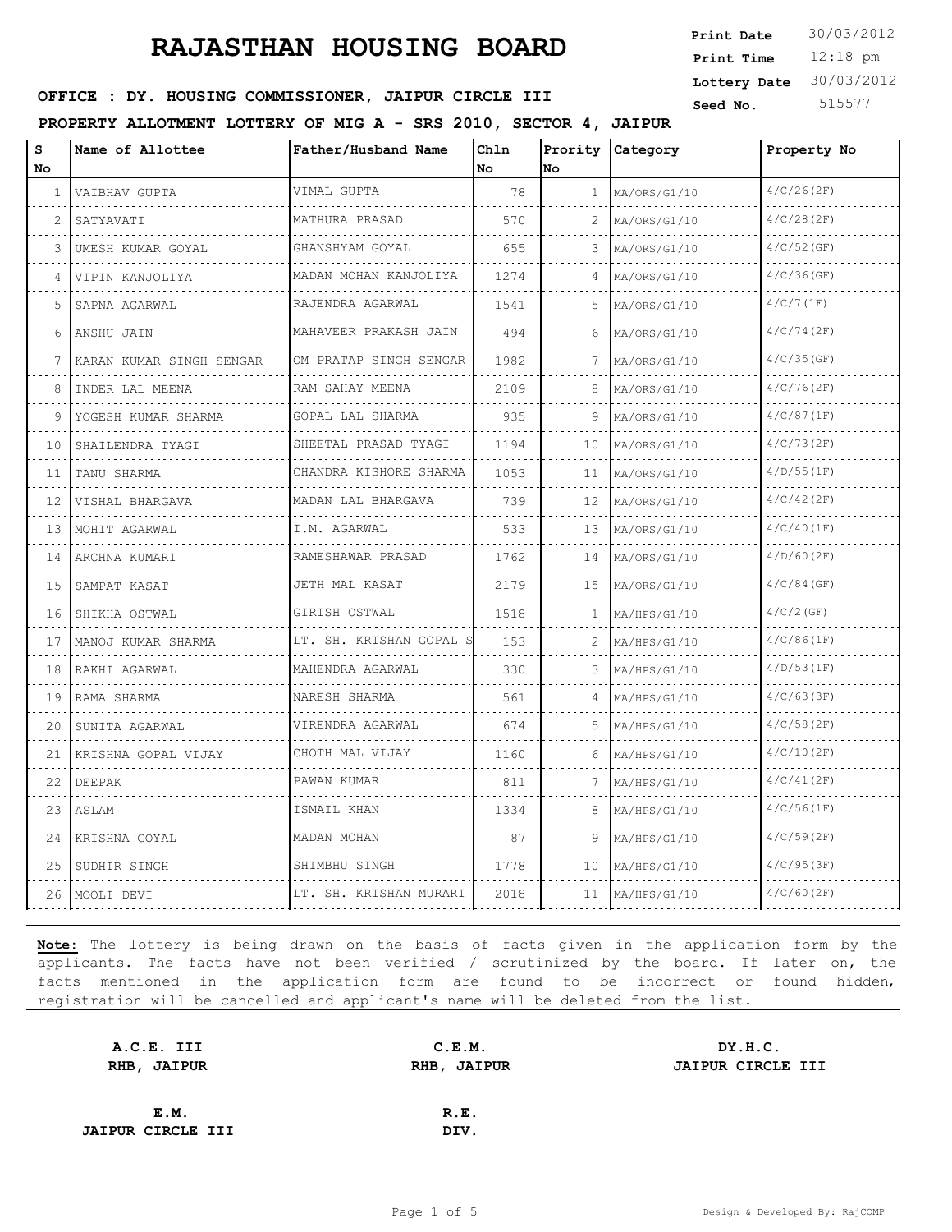# RAJASTHAN HOUSING BOARD

**Print Date** 30/03/2012
**Print Time** 12:18 pm
**Lottery Date** 30/03/2012
**Seed No.** 515577

**OFFICE : DY. HOUSING COMMISSIONER, JAIPUR CIRCLE III**

**PROPERTY ALLOTMENT LOTTERY OF MIG A - SRS 2010, SECTOR 4, JAIPUR**

| S No | Name of Allottee | Father/Husband Name | Chln No | Prority No | Category | Property No |
|---|---|---|---|---|---|---|
| 1 | VAIBHAV GUPTA | VIMAL GUPTA | 78 | 1 | MA/ORS/G1/10 | 4/C/26(2F) |
| 2 | SATYAVATI | MATHURA PRASAD | 570 | 2 | MA/ORS/G1/10 | 4/C/28(2F) |
| 3 | UMESH KUMAR GOYAL | GHANSHYAM GOYAL | 655 | 3 | MA/ORS/G1/10 | 4/C/52(GF) |
| 4 | VIPIN KANJOLIYA | MADAN MOHAN KANJOLIYA | 1274 | 4 | MA/ORS/G1/10 | 4/C/36(GF) |
| 5 | SAPNA AGARWAL | RAJENDRA AGARWAL | 1541 | 5 | MA/ORS/G1/10 | 4/C/7(1F) |
| 6 | ANSHU JAIN | MAHAVEER PRAKASH JAIN | 494 | 6 | MA/ORS/G1/10 | 4/C/74(2F) |
| 7 | KARAN KUMAR SINGH SENGAR | OM PRATAP SINGH SENGAR | 1982 | 7 | MA/ORS/G1/10 | 4/C/35(GF) |
| 8 | INDER LAL MEENA | RAM SAHAY MEENA | 2109 | 8 | MA/ORS/G1/10 | 4/C/76(2F) |
| 9 | YOGESH KUMAR SHARMA | GOPAL LAL SHARMA | 935 | 9 | MA/ORS/G1/10 | 4/C/87(1F) |
| 10 | SHAILENDRA TYAGI | SHEETAL PRASAD TYAGI | 1194 | 10 | MA/ORS/G1/10 | 4/C/73(2F) |
| 11 | TANU SHARMA | CHANDRA KISHORE SHARMA | 1053 | 11 | MA/ORS/G1/10 | 4/D/55(1F) |
| 12 | VISHAL BHARGAVA | MADAN LAL BHARGAVA | 739 | 12 | MA/ORS/G1/10 | 4/C/42(2F) |
| 13 | MOHIT AGARWAL | I.M. AGARWAL | 533 | 13 | MA/ORS/G1/10 | 4/C/40(1F) |
| 14 | ARCHNA KUMARI | RAMESHAWAR PRASAD | 1762 | 14 | MA/ORS/G1/10 | 4/D/60(2F) |
| 15 | SAMPAT KASAT | JETH MAL KASAT | 2179 | 15 | MA/ORS/G1/10 | 4/C/84(GF) |
| 16 | SHIKHA OSTWAL | GIRISH OSTWAL | 1518 | 1 | MA/HPS/G1/10 | 4/C/2(GF) |
| 17 | MANOJ KUMAR SHARMA | LT. SH. KRISHAN GOPAL S | 153 | 2 | MA/HPS/G1/10 | 4/C/86(1F) |
| 18 | RAKHI AGARWAL | MAHENDRA AGARWAL | 330 | 3 | MA/HPS/G1/10 | 4/D/53(1F) |
| 19 | RAMA SHARMA | NARESH SHARMA | 561 | 4 | MA/HPS/G1/10 | 4/C/63(3F) |
| 20 | SUNITA AGARWAL | VIRENDRA AGARWAL | 674 | 5 | MA/HPS/G1/10 | 4/C/58(2F) |
| 21 | KRISHNA GOPAL VIJAY | CHOTH MAL VIJAY | 1160 | 6 | MA/HPS/G1/10 | 4/C/10(2F) |
| 22 | DEEPAK | PAWAN KUMAR | 811 | 7 | MA/HPS/G1/10 | 4/C/41(2F) |
| 23 | ASLAM | ISMAIL KHAN | 1334 | 8 | MA/HPS/G1/10 | 4/C/56(1F) |
| 24 | KRISHNA GOYAL | MADAN MOHAN | 87 | 9 | MA/HPS/G1/10 | 4/C/59(2F) |
| 25 | SUDHIR SINGH | SHIMBHU SINGH | 1778 | 10 | MA/HPS/G1/10 | 4/C/95(3F) |
| 26 | MOOLI DEVI | LT. SH. KRISHAN MURARI | 2018 | 11 | MA/HPS/G1/10 | 4/C/60(2F) |

**Note:** The lottery is being drawn on the basis of facts given in the application form by the applicants. The facts have not been verified / scrutinized by the board. If later on, the facts mentioned in the application form are found to be incorrect or found hidden, registration will be cancelled and applicant's name will be deleted from the list.

**A.C.E. III**
**RHB, JAIPUR**

**C.E.M.**
**RHB, JAIPUR**

**DY.H.C.**
**JAIPUR CIRCLE III**

**E.M.**
**JAIPUR CIRCLE III**

**R.E.**
**DIV.**

Design & Developed By: RajCOMP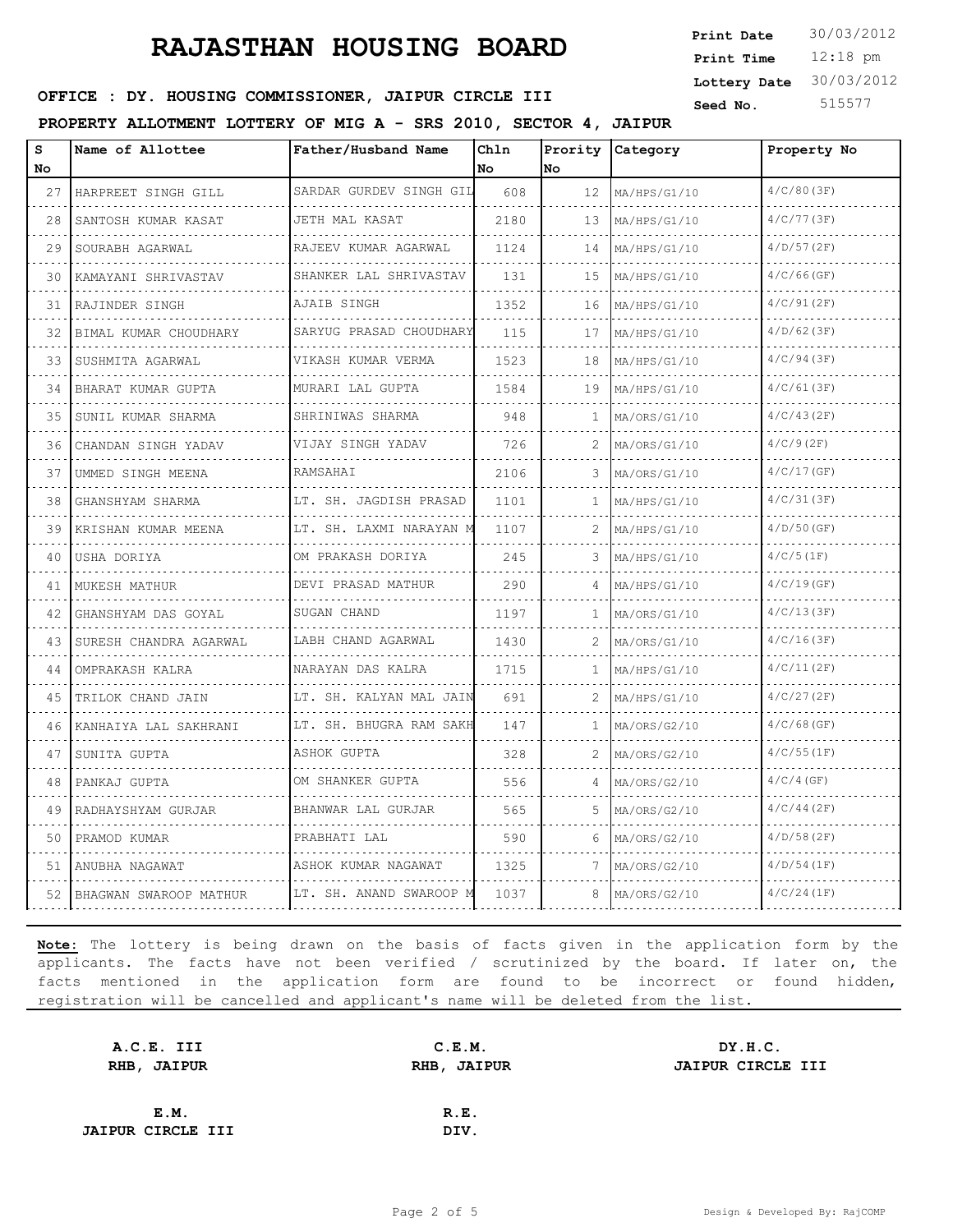# RAJASTHAN HOUSING BOARD

**Print Date** 30/03/2012
**Print Time** 12:18 pm
**Lottery Date** 30/03/2012
**Seed No.** 515577

**OFFICE : DY. HOUSING COMMISSIONER, JAIPUR CIRCLE III**

**PROPERTY ALLOTMENT LOTTERY OF MIG A - SRS 2010, SECTOR 4, JAIPUR**

| S No | Name of Allottee | Father/Husband Name | Chln No | Prority No | Category | Property No |
|---|---|---|---|---|---|---|
| 27 | HARPREET SINGH GILL | SARDAR GURDEV SINGH GIL | 608 | 12 | MA/HPS/G1/10 | 4/C/80(3F) |
| 28 | SANTOSH KUMAR KASAT | JETH MAL KASAT | 2180 | 13 | MA/HPS/G1/10 | 4/C/77(3F) |
| 29 | SOURABH AGARWAL | RAJEEV KUMAR AGARWAL | 1124 | 14 | MA/HPS/G1/10 | 4/D/57(2F) |
| 30 | KAMAYANI SHRIVASTAV | SHANKER LAL SHRIVASTAV | 131 | 15 | MA/HPS/G1/10 | 4/C/66(GF) |
| 31 | RAJINDER SINGH | AJAIB SINGH | 1352 | 16 | MA/HPS/G1/10 | 4/C/91(2F) |
| 32 | BIMAL KUMAR CHOUDHARY | SARYUG PRASAD CHOUDHARY | 115 | 17 | MA/HPS/G1/10 | 4/D/62(3F) |
| 33 | SUSHMITA AGARWAL | VIKASH KUMAR VERMA | 1523 | 18 | MA/HPS/G1/10 | 4/C/94(3F) |
| 34 | BHARAT KUMAR GUPTA | MURARI LAL GUPTA | 1584 | 19 | MA/HPS/G1/10 | 4/C/61(3F) |
| 35 | SUNIL KUMAR SHARMA | SHRINIWAS SHARMA | 948 | 1 | MA/ORS/G1/10 | 4/C/43(2F) |
| 36 | CHANDAN SINGH YADAV | VIJAY SINGH YADAV | 726 | 2 | MA/ORS/G1/10 | 4/C/9(2F) |
| 37 | UMMED SINGH MEENA | RAMSAHAI | 2106 | 3 | MA/ORS/G1/10 | 4/C/17(GF) |
| 38 | GHANSHYAM SHARMA | LT. SH. JAGDISH PRASAD | 1101 | 1 | MA/HPS/G1/10 | 4/C/31(3F) |
| 39 | KRISHAN KUMAR MEENA | LT. SH. LAXMI NARAYAN M | 1107 | 2 | MA/HPS/G1/10 | 4/D/50(GF) |
| 40 | USHA DORIYA | OM PRAKASH DORIYA | 245 | 3 | MA/HPS/G1/10 | 4/C/5(1F) |
| 41 | MUKESH MATHUR | DEVI PRASAD MATHUR | 290 | 4 | MA/HPS/G1/10 | 4/C/19(GF) |
| 42 | GHANSHYAM DAS GOYAL | SUGAN CHAND | 1197 | 1 | MA/ORS/G1/10 | 4/C/13(3F) |
| 43 | SURESH CHANDRA AGARWAL | LABH CHAND AGARWAL | 1430 | 2 | MA/ORS/G1/10 | 4/C/16(3F) |
| 44 | OMPRAKASH KALRA | NARAYAN DAS KALRA | 1715 | 1 | MA/HPS/G1/10 | 4/C/11(2F) |
| 45 | TRILOK CHAND JAIN | LT. SH. KALYAN MAL JAIN | 691 | 2 | MA/HPS/G1/10 | 4/C/27(2F) |
| 46 | KANHAIYA LAL SAKHRANI | LT. SH. BHUGRA RAM SAKH | 147 | 1 | MA/ORS/G2/10 | 4/C/68(GF) |
| 47 | SUNITA GUPTA | ASHOK GUPTA | 328 | 2 | MA/ORS/G2/10 | 4/C/55(1F) |
| 48 | PANKAJ GUPTA | OM SHANKER GUPTA | 556 | 4 | MA/ORS/G2/10 | 4/C/4(GF) |
| 49 | RADHAYSHYAM GURJAR | BHANWAR LAL GURJAR | 565 | 5 | MA/ORS/G2/10 | 4/C/44(2F) |
| 50 | PRAMOD KUMAR | PRABHATI LAL | 590 | 6 | MA/ORS/G2/10 | 4/D/58(2F) |
| 51 | ANUBHA NAGAWAT | ASHOK KUMAR NAGAWAT | 1325 | 7 | MA/ORS/G2/10 | 4/D/54(1F) |
| 52 | BHAGWAN SWAROOP MATHUR | LT. SH. ANAND SWAROOP M | 1037 | 8 | MA/ORS/G2/10 | 4/C/24(1F) |

**Note:** The lottery is being drawn on the basis of facts given in the application form by the applicants. The facts have not been verified / scrutinized by the board. If later on, the facts mentioned in the application form are found to be incorrect or found hidden, registration will be cancelled and applicant's name will be deleted from the list.

**A.C.E. III**
**RHB, JAIPUR**

**C.E.M.**
**RHB, JAIPUR**

**DY.H.C.**
**JAIPUR CIRCLE III**

**E.M.**
**JAIPUR CIRCLE III**

**R.E.**
**DIV.**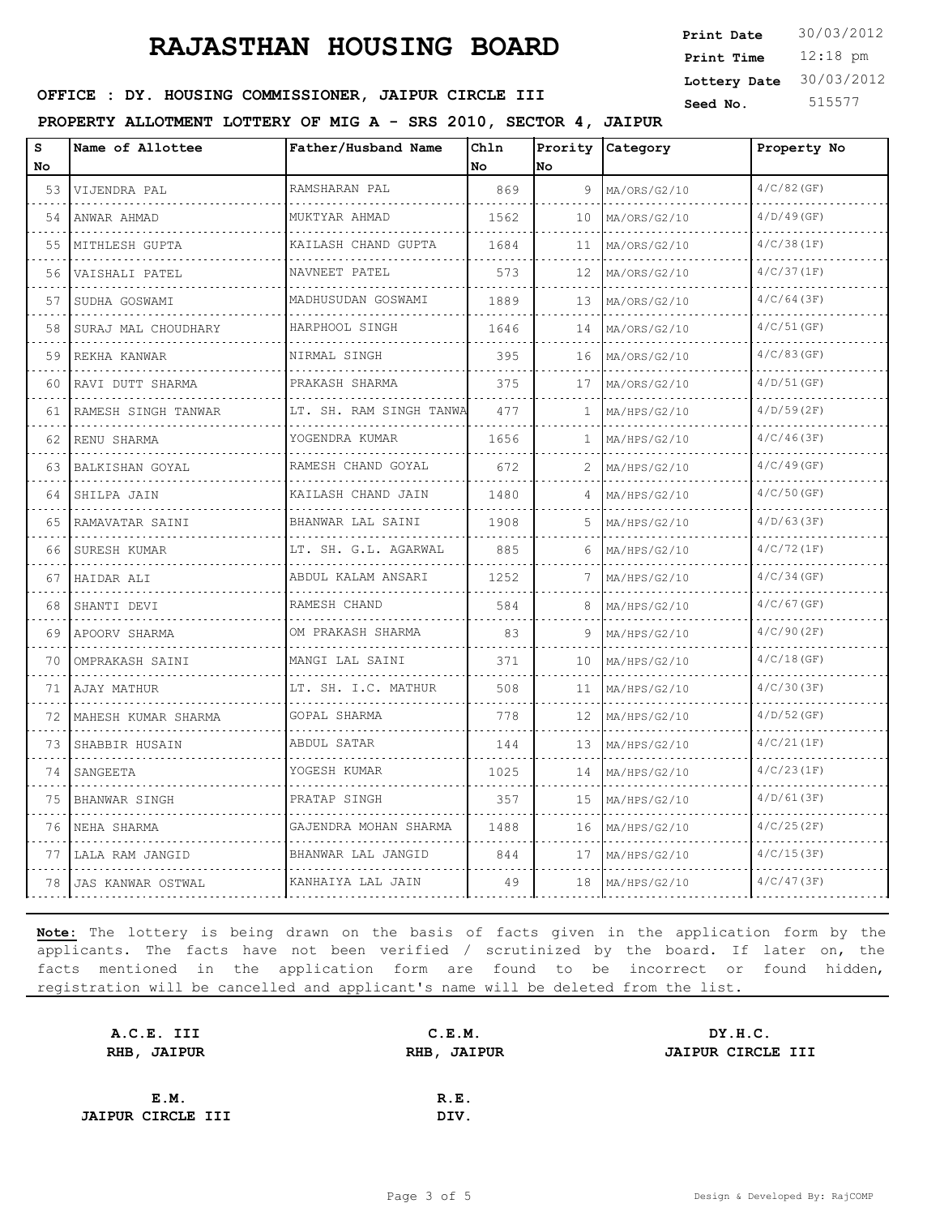# RAJASTHAN HOUSING BOARD

**Print Date** 30/03/2012
**Print Time** 12:18 pm
**Lottery Date** 30/03/2012
**Seed No.** 515577

**OFFICE : DY. HOUSING COMMISSIONER, JAIPUR CIRCLE III**

**PROPERTY ALLOTMENT LOTTERY OF MIG A - SRS 2010, SECTOR 4, JAIPUR**

| S No | Name of Allottee | Father/Husband Name | Chln No | Prority No | Category | Property No |
|---|---|---|---|---|---|---|
| 53 | VIJENDRA PAL | RAMSHARAN PAL | 869 | 9 | MA/ORS/G2/10 | 4/C/82(GF) |
| 54 | ANWAR AHMAD | MUKTYAR AHMAD | 1562 | 10 | MA/ORS/G2/10 | 4/D/49(GF) |
| 55 | MITHLESH GUPTA | KAILASH CHAND GUPTA | 1684 | 11 | MA/ORS/G2/10 | 4/C/38(1F) |
| 56 | VAISHALI PATEL | NAVNEET PATEL | 573 | 12 | MA/ORS/G2/10 | 4/C/37(1F) |
| 57 | SUDHA GOSWAMI | MADHUSUDAN GOSWAMI | 1889 | 13 | MA/ORS/G2/10 | 4/C/64(3F) |
| 58 | SURAJ MAL CHOUDHARY | HARPHOOL SINGH | 1646 | 14 | MA/ORS/G2/10 | 4/C/51(GF) |
| 59 | REKHA KANWAR | NIRMAL SINGH | 395 | 16 | MA/ORS/G2/10 | 4/C/83(GF) |
| 60 | RAVI DUTT SHARMA | PRAKASH SHARMA | 375 | 17 | MA/ORS/G2/10 | 4/D/51(GF) |
| 61 | RAMESH SINGH TANWAR | LT. SH. RAM SINGH TANWA | 477 | 1 | MA/HPS/G2/10 | 4/D/59(2F) |
| 62 | RENU SHARMA | YOGENDRA KUMAR | 1656 | 1 | MA/HPS/G2/10 | 4/C/46(3F) |
| 63 | BALKISHAN GOYAL | RAMESH CHAND GOYAL | 672 | 2 | MA/HPS/G2/10 | 4/C/49(GF) |
| 64 | SHILPA JAIN | KAILASH CHAND JAIN | 1480 | 4 | MA/HPS/G2/10 | 4/C/50(GF) |
| 65 | RAMAVATAR SAINI | BHANWAR LAL SAINI | 1908 | 5 | MA/HPS/G2/10 | 4/D/63(3F) |
| 66 | SURESH KUMAR | LT. SH. G.L. AGARWAL | 885 | 6 | MA/HPS/G2/10 | 4/C/72(1F) |
| 67 | HAIDAR ALI | ABDUL KALAM ANSARI | 1252 | 7 | MA/HPS/G2/10 | 4/C/34(GF) |
| 68 | SHANTI DEVI | RAMESH CHAND | 584 | 8 | MA/HPS/G2/10 | 4/C/67(GF) |
| 69 | APOORV SHARMA | OM PRAKASH SHARMA | 83 | 9 | MA/HPS/G2/10 | 4/C/90(2F) |
| 70 | OMPRAKASH SAINI | MANGI LAL SAINI | 371 | 10 | MA/HPS/G2/10 | 4/C/18(GF) |
| 71 | AJAY MATHUR | LT. SH. I.C. MATHUR | 508 | 11 | MA/HPS/G2/10 | 4/C/30(3F) |
| 72 | MAHESH KUMAR SHARMA | GOPAL SHARMA | 778 | 12 | MA/HPS/G2/10 | 4/D/52(GF) |
| 73 | SHABBIR HUSAIN | ABDUL SATAR | 144 | 13 | MA/HPS/G2/10 | 4/C/21(1F) |
| 74 | SANGEETA | YOGESH KUMAR | 1025 | 14 | MA/HPS/G2/10 | 4/C/23(1F) |
| 75 | BHANWAR SINGH | PRATAP SINGH | 357 | 15 | MA/HPS/G2/10 | 4/D/61(3F) |
| 76 | NEHA SHARMA | GAJENDRA MOHAN SHARMA | 1488 | 16 | MA/HPS/G2/10 | 4/C/25(2F) |
| 77 | LALA RAM JANGID | BHANWAR LAL JANGID | 844 | 17 | MA/HPS/G2/10 | 4/C/15(3F) |
| 78 | JAS KANWAR OSTWAL | KANHAIYA LAL JAIN | 49 | 18 | MA/HPS/G2/10 | 4/C/47(3F) |

**Note:** The lottery is being drawn on the basis of facts given in the application form by the applicants. The facts have not been verified / scrutinized by the board. If later on, the facts mentioned in the application form are found to be incorrect or found hidden, registration will be cancelled and applicant's name will be deleted from the list.

| | | |
|---|---|---|
| **A.C.E. III**<br>**RHB, JAIPUR** | **C.E.M.**<br>**RHB, JAIPUR** | **DY.H.C.**<br>**JAIPUR CIRCLE III** |
| **E.M.**<br>**JAIPUR CIRCLE III** | **R.E.**<br>**DIV.** | |

Design & Developed By: RajCOMP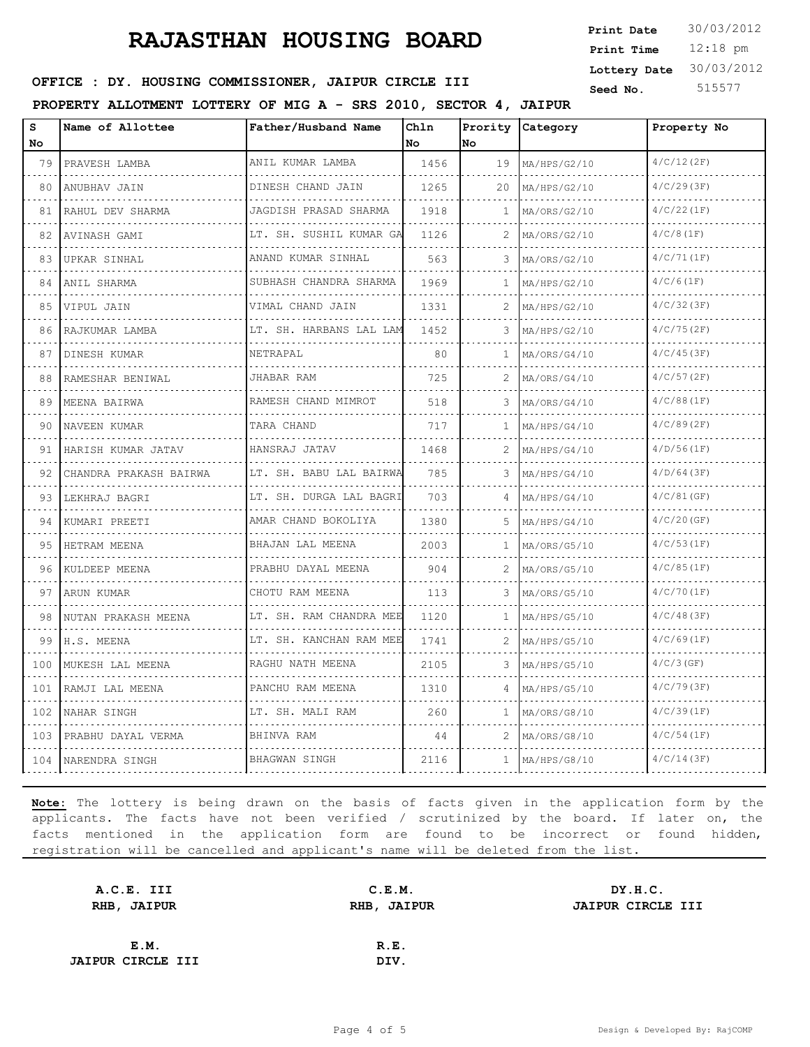# RAJASTHAN HOUSING BOARD

**Print Date** 30/03/2012
**Print Time** 12:18 pm
**Lottery Date** 30/03/2012
**Seed No.** 515577

**OFFICE : DY. HOUSING COMMISSIONER, JAIPUR CIRCLE III**

**PROPERTY ALLOTMENT LOTTERY OF MIG A - SRS 2010, SECTOR 4, JAIPUR**

| S No | Name of Allottee | Father/Husband Name | Chln No | Prority No | Category | Property No |
|---|---|---|---|---|---|---|
| 79 | PRAVESH LAMBA | ANIL KUMAR LAMBA | 1456 | 19 | MA/HPS/G2/10 | 4/C/12(2F) |
| 80 | ANUBHAV JAIN | DINESH CHAND JAIN | 1265 | 20 | MA/HPS/G2/10 | 4/C/29(3F) |
| 81 | RAHUL DEV SHARMA | JAGDISH PRASAD SHARMA | 1918 | 1 | MA/ORS/G2/10 | 4/C/22(1F) |
| 82 | AVINASH GAMI | LT. SH. SUSHIL KUMAR GA | 1126 | 2 | MA/ORS/G2/10 | 4/C/8(1F) |
| 83 | UPKAR SINHAL | ANAND KUMAR SINHAL | 563 | 3 | MA/ORS/G2/10 | 4/C/71(1F) |
| 84 | ANIL SHARMA | SUBHASH CHANDRA SHARMA | 1969 | 1 | MA/HPS/G2/10 | 4/C/6(1F) |
| 85 | VIPUL JAIN | VIMAL CHAND JAIN | 1331 | 2 | MA/HPS/G2/10 | 4/C/32(3F) |
| 86 | RAJKUMAR LAMBA | LT. SH. HARBANS LAL LAM | 1452 | 3 | MA/HPS/G2/10 | 4/C/75(2F) |
| 87 | DINESH KUMAR | NETRAPAL | 80 | 1 | MA/ORS/G4/10 | 4/C/45(3F) |
| 88 | RAMESHAR BENIWAL | JHABAR RAM | 725 | 2 | MA/ORS/G4/10 | 4/C/57(2F) |
| 89 | MEENA BAIRWA | RAMESH CHAND MIMROT | 518 | 3 | MA/ORS/G4/10 | 4/C/88(1F) |
| 90 | NAVEEN KUMAR | TARA CHAND | 717 | 1 | MA/HPS/G4/10 | 4/C/89(2F) |
| 91 | HARISH KUMAR JATAV | HANSRAJ JATAV | 1468 | 2 | MA/HPS/G4/10 | 4/D/56(1F) |
| 92 | CHANDRA PRAKASH BAIRWA | LT. SH. BABU LAL BAIRWA | 785 | 3 | MA/HPS/G4/10 | 4/D/64(3F) |
| 93 | LEKHRAJ BAGRI | LT. SH. DURGA LAL BAGRI | 703 | 4 | MA/HPS/G4/10 | 4/C/81(GF) |
| 94 | KUMARI PREETI | AMAR CHAND BOKOLIYA | 1380 | 5 | MA/HPS/G4/10 | 4/C/20(GF) |
| 95 | HETRAM MEENA | BHAJAN LAL MEENA | 2003 | 1 | MA/ORS/G5/10 | 4/C/53(1F) |
| 96 | KULDEEP MEENA | PRABHU DAYAL MEENA | 904 | 2 | MA/ORS/G5/10 | 4/C/85(1F) |
| 97 | ARUN KUMAR | CHOTU RAM MEENA | 113 | 3 | MA/ORS/G5/10 | 4/C/70(1F) |
| 98 | NUTAN PRAKASH MEENA | LT. SH. RAM CHANDRA MEE | 1120 | 1 | MA/HPS/G5/10 | 4/C/48(3F) |
| 99 | H.S. MEENA | LT. SH. KANCHAN RAM MEE | 1741 | 2 | MA/HPS/G5/10 | 4/C/69(1F) |
| 100 | MUKESH LAL MEENA | RAGHU NATH MEENA | 2105 | 3 | MA/HPS/G5/10 | 4/C/3(GF) |
| 101 | RAMJI LAL MEENA | PANCHU RAM MEENA | 1310 | 4 | MA/HPS/G5/10 | 4/C/79(3F) |
| 102 | NAHAR SINGH | LT. SH. MALI RAM | 260 | 1 | MA/ORS/G8/10 | 4/C/39(1F) |
| 103 | PRABHU DAYAL VERMA | BHINVA RAM | 44 | 2 | MA/ORS/G8/10 | 4/C/54(1F) |
| 104 | NARENDRA SINGH | BHAGWAN SINGH | 2116 | 1 | MA/HPS/G8/10 | 4/C/14(3F) |

**Note:** The lottery is being drawn on the basis of facts given in the application form by the applicants. The facts have not been verified / scrutinized by the board. If later on, the facts mentioned in the application form are found to be incorrect or found hidden, registration will be cancelled and applicant's name will be deleted from the list.

**A.C.E. III**
**RHB, JAIPUR**

**C.E.M.**
**RHB, JAIPUR**

**DY.H.C.**
**JAIPUR CIRCLE III**

**E.M.**
**JAIPUR CIRCLE III**

**R.E.**
**DIV.**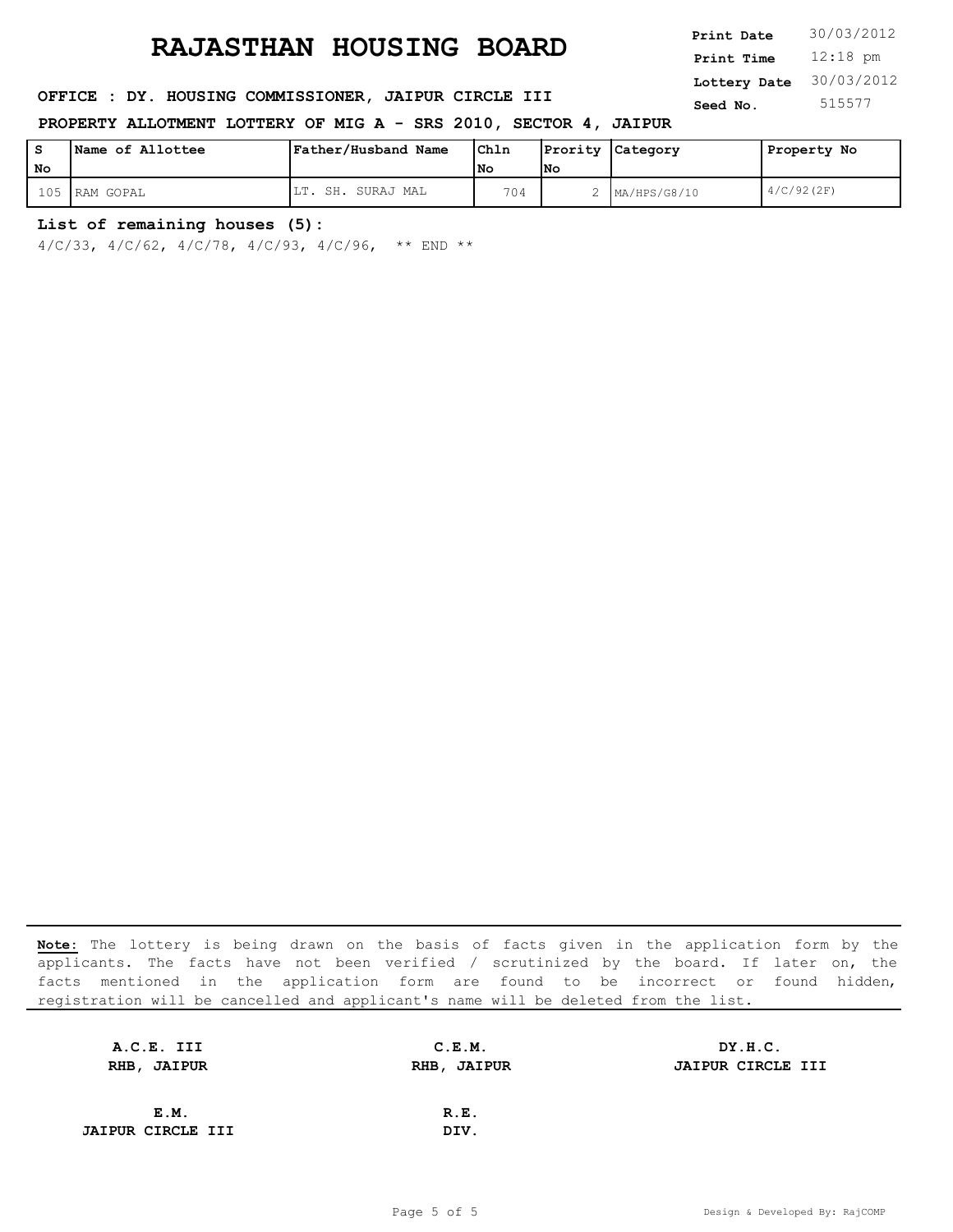# RAJASTHAN HOUSING BOARD

**Print Date** 30/03/2012
**Print Time** 12:18 pm
**Lottery Date** 30/03/2012
**Seed No.** 515577

**OFFICE : DY. HOUSING COMMISSIONER, JAIPUR CIRCLE III**

**PROPERTY ALLOTMENT LOTTERY OF MIG A - SRS 2010, SECTOR 4, JAIPUR**

| S No | Name of Allottee | Father/Husband Name | Chln No | Prority No | Category | Property No |
|---|---|---|---|---|---|---|
| 105 | RAM GOPAL | LT. SH. SURAJ MAL | 704 | 2 | MA/HPS/G8/10 | 4/C/92(2F) |

**List of remaining houses (5):**

4/C/33, 4/C/62, 4/C/78, 4/C/93, 4/C/96, ** END **

**Note:** The lottery is being drawn on the basis of facts given in the application form by the applicants. The facts have not been verified / scrutinized by the board. If later on, the facts mentioned in the application form are found to be incorrect or found hidden, registration will be cancelled and applicant's name will be deleted from the list.

**A.C.E. III**
**RHB, JAIPUR**

**C.E.M.**
**RHB, JAIPUR**

**DY.H.C.**
**JAIPUR CIRCLE III**

**E.M.**
**JAIPUR CIRCLE III**

**R.E.**
**DIV.**

Design & Developed By: RajCOMP